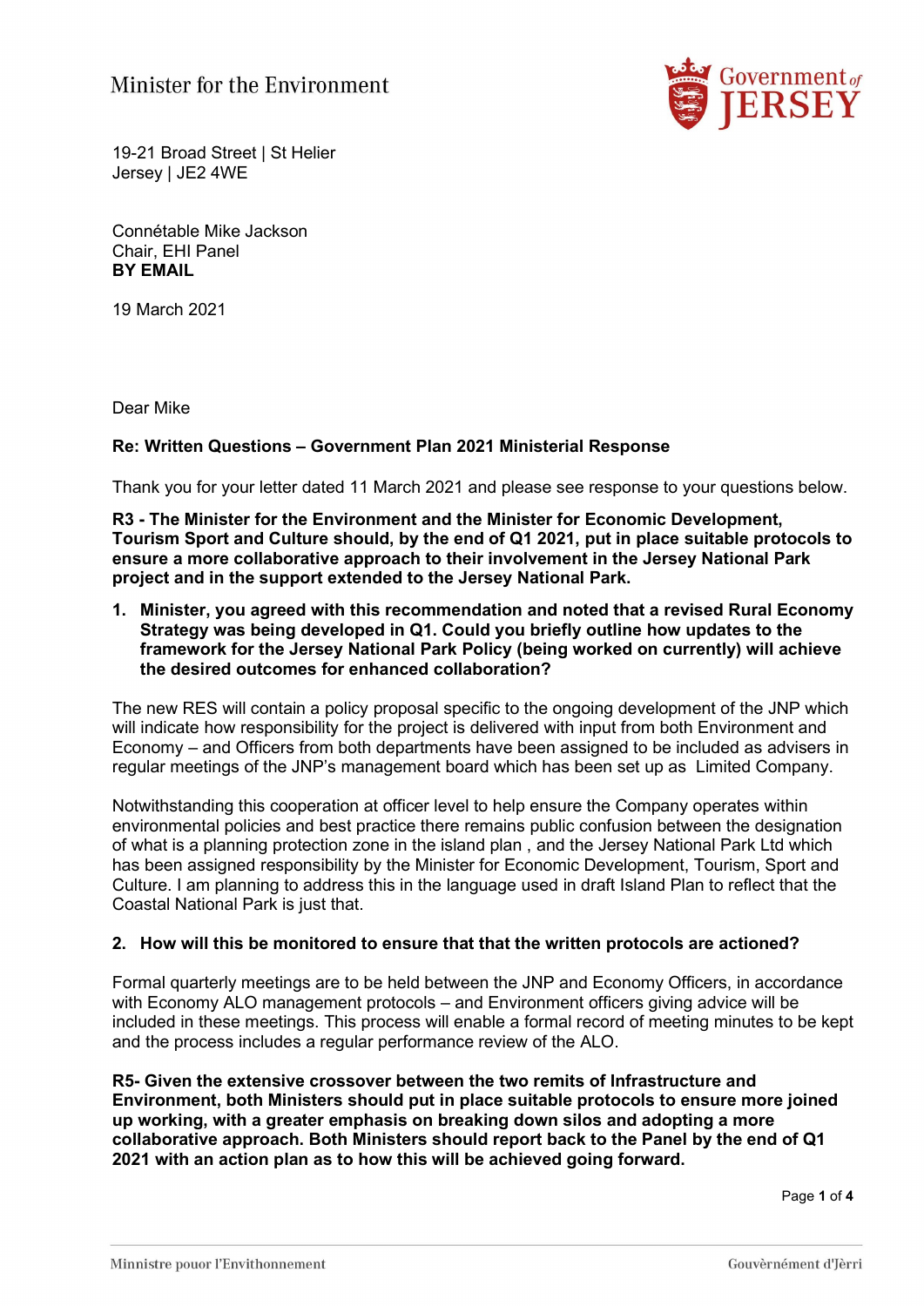Minister for the Environment

19-21 Broad Street | St Helier
Jersey | JE2 4WE

Connétable Mike Jackson
Chair, EHI Panel
**BY EMAIL**

19 March 2021

Dear Mike

**Re: Written Questions – Government Plan 2021 Ministerial Response**

Thank you for your letter dated 11 March 2021 and please see response to your questions below.

**R3 - The Minister for the Environment and the Minister for Economic Development, Tourism Sport and Culture should, by the end of Q1 2021, put in place suitable protocols to ensure a more collaborative approach to their involvement in the Jersey National Park project and in the support extended to the Jersey National Park.**

1. **Minister, you agreed with this recommendation and noted that a revised Rural Economy Strategy was being developed in Q1. Could you briefly outline how updates to the framework for the Jersey National Park Policy (being worked on currently) will achieve the desired outcomes for enhanced collaboration?**

The new RES will contain a policy proposal specific to the ongoing development of the JNP which will indicate how responsibility for the project is delivered with input from both Environment and Economy – and Officers from both departments have been assigned to be included as advisers in regular meetings of the JNP's management board which has been set up as Limited Company.

Notwithstanding this cooperation at officer level to help ensure the Company operates within environmental policies and best practice there remains public confusion between the designation of what is a planning protection zone in the island plan , and the Jersey National Park Ltd which has been assigned responsibility by the Minister for Economic Development, Tourism, Sport and Culture. I am planning to address this in the language used in draft Island Plan to reflect that the Coastal National Park is just that.

2. **How will this be monitored to ensure that that the written protocols are actioned?**

Formal quarterly meetings are to be held between the JNP and Economy Officers, in accordance with Economy ALO management protocols – and Environment officers giving advice will be included in these meetings. This process will enable a formal record of meeting minutes to be kept and the process includes a regular performance review of the ALO.

**R5- Given the extensive crossover between the two remits of Infrastructure and Environment, both Ministers should put in place suitable protocols to ensure more joined up working, with a greater emphasis on breaking down silos and adopting a more collaborative approach. Both Ministers should report back to the Panel by the end of Q1 2021 with an action plan as to how this will be achieved going forward.**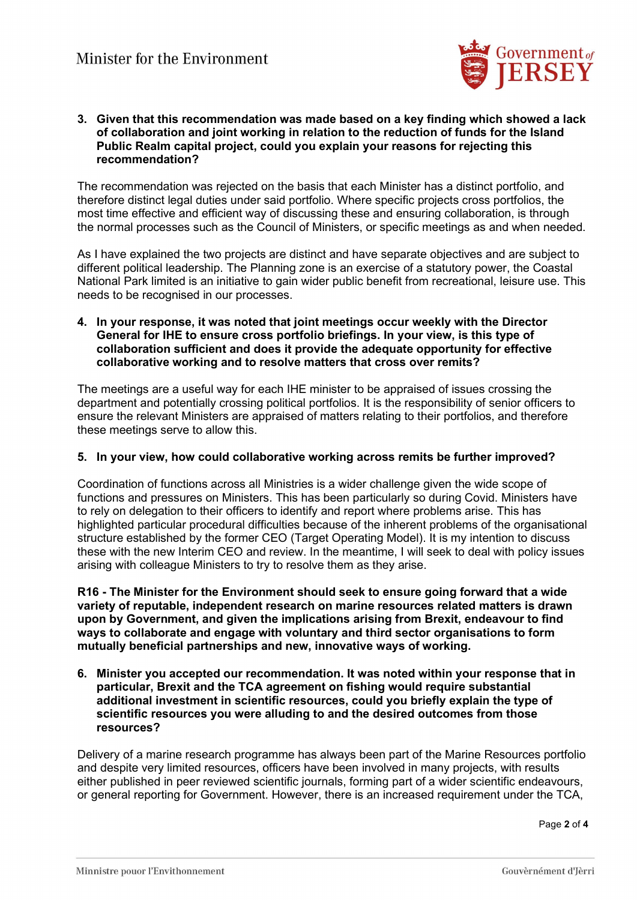3. **Given that this recommendation was made based on a key finding which showed a lack of collaboration and joint working in relation to the reduction of funds for the Island Public Realm capital project, could you explain your reasons for rejecting this recommendation?**

The recommendation was rejected on the basis that each Minister has a distinct portfolio, and therefore distinct legal duties under said portfolio. Where specific projects cross portfolios, the most time effective and efficient way of discussing these and ensuring collaboration, is through the normal processes such as the Council of Ministers, or specific meetings as and when needed.

As I have explained the two projects are distinct and have separate objectives and are subject to different political leadership. The Planning zone is an exercise of a statutory power, the Coastal National Park limited is an initiative to gain wider public benefit from recreational, leisure use. This needs to be recognised in our processes.

4. **In your response, it was noted that joint meetings occur weekly with the Director General for IHE to ensure cross portfolio briefings. In your view, is this type of collaboration sufficient and does it provide the adequate opportunity for effective collaborative working and to resolve matters that cross over remits?**

The meetings are a useful way for each IHE minister to be appraised of issues crossing the department and potentially crossing political portfolios. It is the responsibility of senior officers to ensure the relevant Ministers are appraised of matters relating to their portfolios, and therefore these meetings serve to allow this.

5. **In your view, how could collaborative working across remits be further improved?**

Coordination of functions across all Ministries is a wider challenge given the wide scope of functions and pressures on Ministers. This has been particularly so during Covid. Ministers have to rely on delegation to their officers to identify and report where problems arise. This has highlighted particular procedural difficulties because of the inherent problems of the organisational structure established by the former CEO (Target Operating Model). It is my intention to discuss these with the new Interim CEO and review. In the meantime, I will seek to deal with policy issues arising with colleague Ministers to try to resolve them as they arise.

**R16 - The Minister for the Environment should seek to ensure going forward that a wide variety of reputable, independent research on marine resources related matters is drawn upon by Government, and given the implications arising from Brexit, endeavour to find ways to collaborate and engage with voluntary and third sector organisations to form mutually beneficial partnerships and new, innovative ways of working.**

6. **Minister you accepted our recommendation. It was noted within your response that in particular, Brexit and the TCA agreement on fishing would require substantial additional investment in scientific resources, could you briefly explain the type of scientific resources you were alluding to and the desired outcomes from those resources?**

Delivery of a marine research programme has always been part of the Marine Resources portfolio and despite very limited resources, officers have been involved in many projects, with results either published in peer reviewed scientific journals, forming part of a wider scientific endeavours, or general reporting for Government. However, there is an increased requirement under the TCA,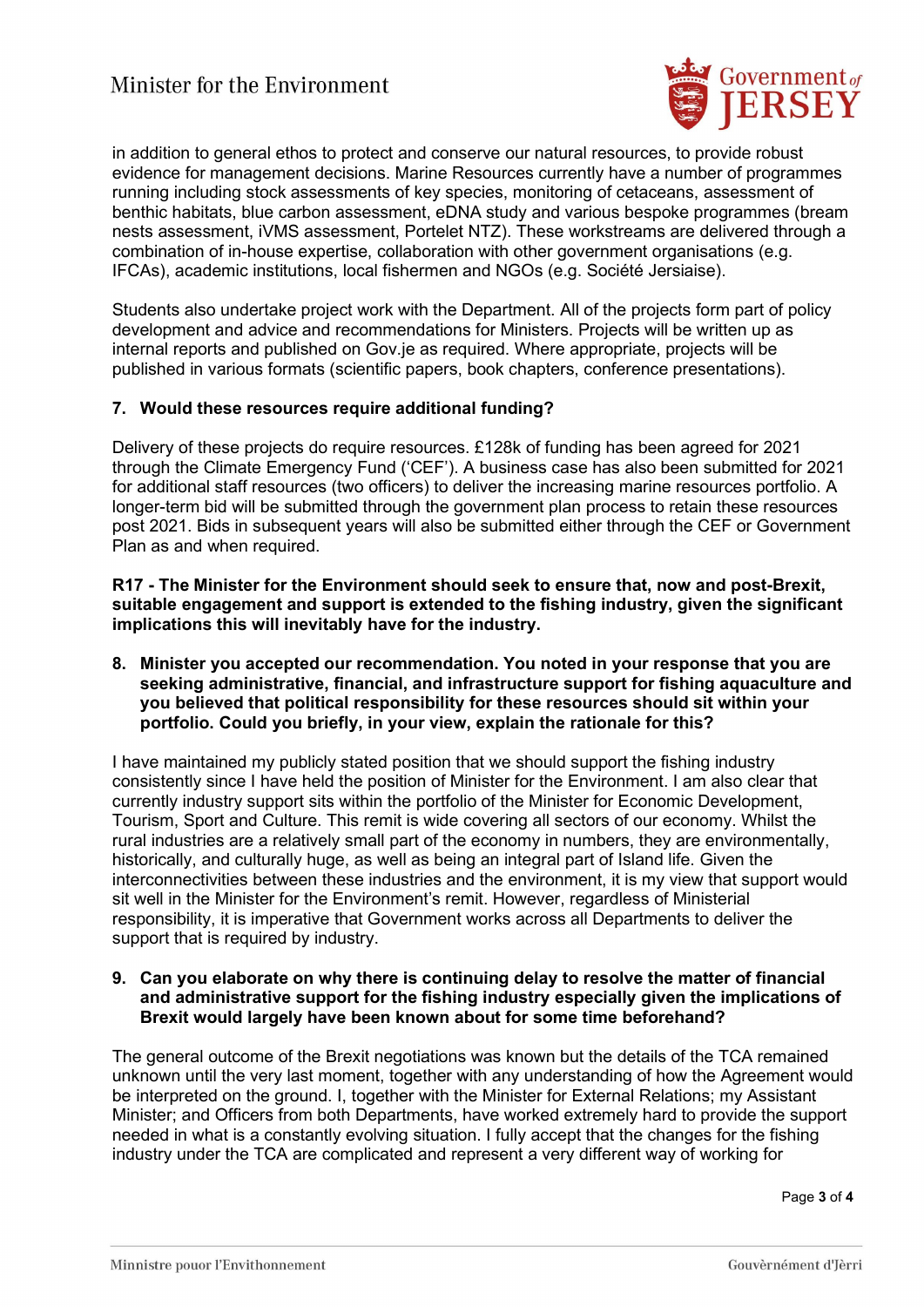in addition to general ethos to protect and conserve our natural resources, to provide robust evidence for management decisions. Marine Resources currently have a number of programmes running including stock assessments of key species, monitoring of cetaceans, assessment of benthic habitats, blue carbon assessment, eDNA study and various bespoke programmes (bream nests assessment, iVMS assessment, Portelet NTZ). These workstreams are delivered through a combination of in-house expertise, collaboration with other government organisations (e.g. IFCAs), academic institutions, local fishermen and NGOs (e.g. Société Jersiaise).

Students also undertake project work with the Department. All of the projects form part of policy development and advice and recommendations for Ministers. Projects will be written up as internal reports and published on Gov.je as required. Where appropriate, projects will be published in various formats (scientific papers, book chapters, conference presentations).

**7. Would these resources require additional funding?**

Delivery of these projects do require resources. £128k of funding has been agreed for 2021 through the Climate Emergency Fund ('CEF'). A business case has also been submitted for 2021 for additional staff resources (two officers) to deliver the increasing marine resources portfolio. A longer-term bid will be submitted through the government plan process to retain these resources post 2021. Bids in subsequent years will also be submitted either through the CEF or Government Plan as and when required.

**R17 - The Minister for the Environment should seek to ensure that, now and post-Brexit, suitable engagement and support is extended to the fishing industry, given the significant implications this will inevitably have for the industry.**

**8. Minister you accepted our recommendation. You noted in your response that you are seeking administrative, financial, and infrastructure support for fishing aquaculture and you believed that political responsibility for these resources should sit within your portfolio. Could you briefly, in your view, explain the rationale for this?**

I have maintained my publicly stated position that we should support the fishing industry consistently since I have held the position of Minister for the Environment. I am also clear that currently industry support sits within the portfolio of the Minister for Economic Development, Tourism, Sport and Culture. This remit is wide covering all sectors of our economy. Whilst the rural industries are a relatively small part of the economy in numbers, they are environmentally, historically, and culturally huge, as well as being an integral part of Island life. Given the interconnectivities between these industries and the environment, it is my view that support would sit well in the Minister for the Environment's remit. However, regardless of Ministerial responsibility, it is imperative that Government works across all Departments to deliver the support that is required by industry.

**9. Can you elaborate on why there is continuing delay to resolve the matter of financial and administrative support for the fishing industry especially given the implications of Brexit would largely have been known about for some time beforehand?**

The general outcome of the Brexit negotiations was known but the details of the TCA remained unknown until the very last moment, together with any understanding of how the Agreement would be interpreted on the ground. I, together with the Minister for External Relations; my Assistant Minister; and Officers from both Departments, have worked extremely hard to provide the support needed in what is a constantly evolving situation. I fully accept that the changes for the fishing industry under the TCA are complicated and represent a very different way of working for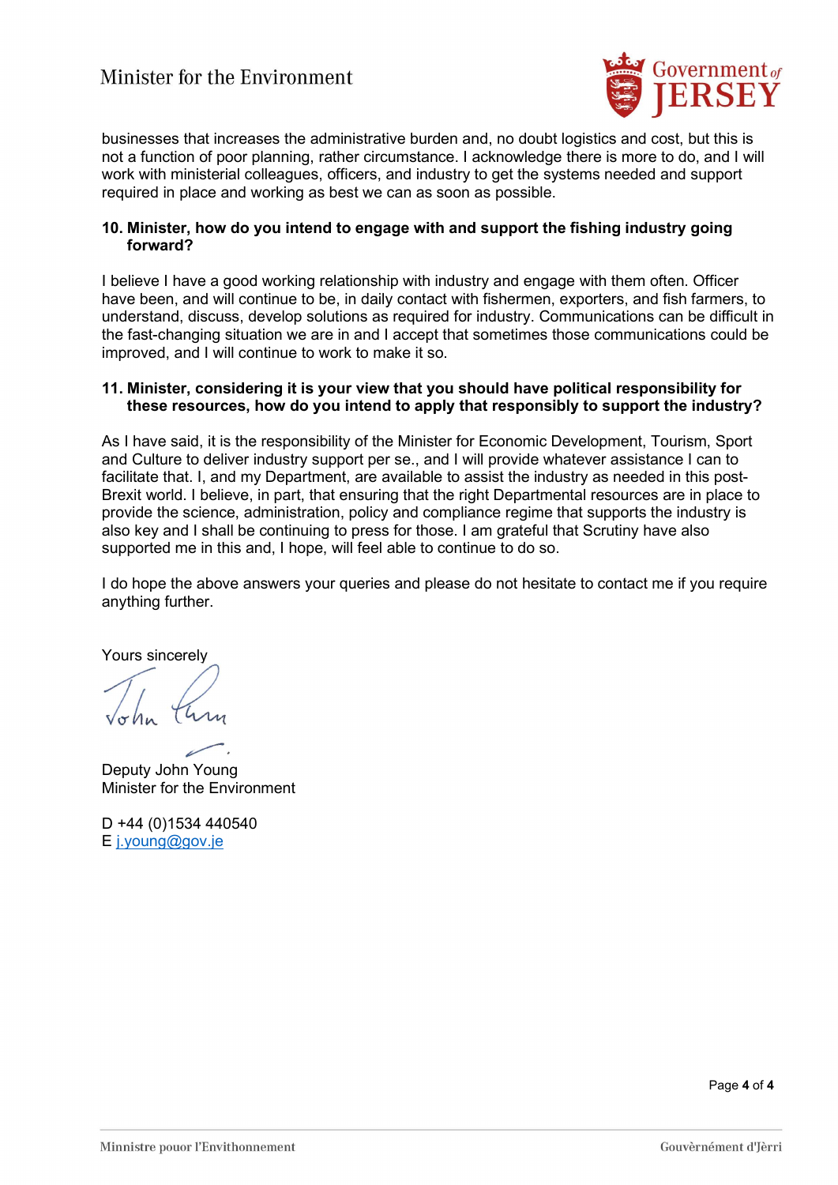businesses that increases the administrative burden and, no doubt logistics and cost, but this is not a function of poor planning, rather circumstance. I acknowledge there is more to do, and I will work with ministerial colleagues, officers, and industry to get the systems needed and support required in place and working as best we can as soon as possible.

**10. Minister, how do you intend to engage with and support the fishing industry going forward?**

I believe I have a good working relationship with industry and engage with them often. Officer have been, and will continue to be, in daily contact with fishermen, exporters, and fish farmers, to understand, discuss, develop solutions as required for industry. Communications can be difficult in the fast-changing situation we are in and I accept that sometimes those communications could be improved, and I will continue to work to make it so.

**11. Minister, considering it is your view that you should have political responsibility for these resources, how do you intend to apply that responsibly to support the industry?**

As I have said, it is the responsibility of the Minister for Economic Development, Tourism, Sport and Culture to deliver industry support per se., and I will provide whatever assistance I can to facilitate that. I, and my Department, are available to assist the industry as needed in this post-Brexit world. I believe, in part, that ensuring that the right Departmental resources are in place to provide the science, administration, policy and compliance regime that supports the industry is also key and I shall be continuing to press for those. I am grateful that Scrutiny have also supported me in this and, I hope, will feel able to continue to do so.

I do hope the above answers your queries and please do not hesitate to contact me if you require anything further.

Yours sincerely

Deputy John Young
Minister for the Environment

D +44 (0)1534 440540
E j.young@gov.je